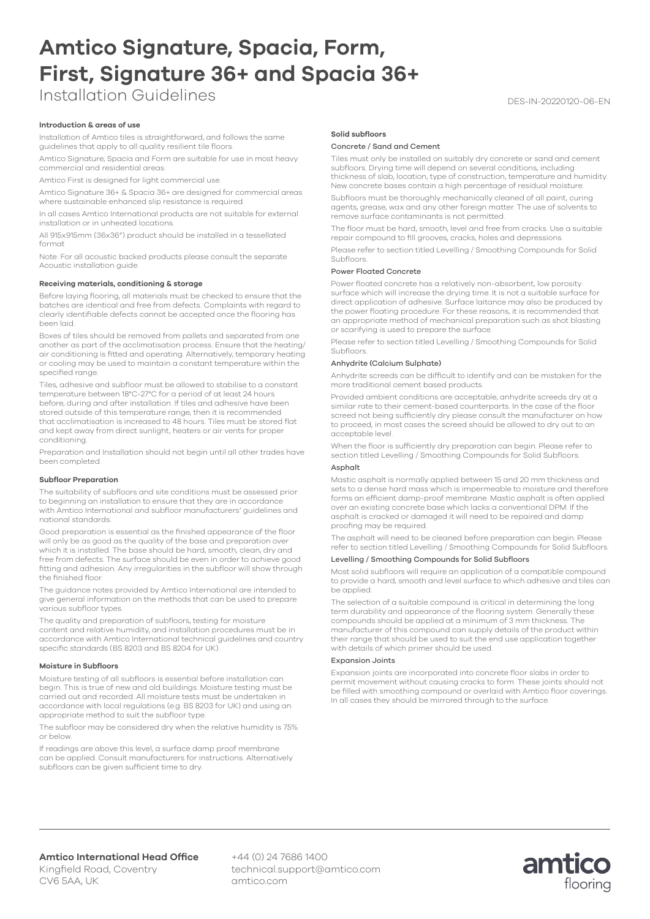# Amtico Signature, Spacia, Form, First, Signature 36+ and Spacia 36+

Installation Guidelines

DES-IN-20220120-06-EN

### Introduction & areas of use

Installation of Amtico tiles is straightforward, and follows the same guidelines that apply to all quality resilient tile floors.

Amtico Signature, Spacia and Form are suitable for use in most heavy commercial and residential areas.

Amtico First is designed for light commercial use.

Amtico Signature 36+ & Spacia 36+ are designed for commercial areas where sustainable enhanced slip resistance is required.

In all cases Amtico International products are not suitable for external installation or in unheated locations.

All 915x915mm (36x36") product should be installed in a tessellated format

Note: For all acoustic backed products please consult the separate Acoustic installation guide.

### Receiving materials, conditioning & storage

Before laying flooring, all materials must be checked to ensure that the batches are identical and free from defects. Complaints with regard to clearly identifiable defects cannot be accepted once the flooring has been laid.

Boxes of tiles should be removed from pallets and separated from one another as part of the acclimatisation process. Ensure that the heating/air conditioning is fitted and operating. Alternatively, temporary heating or cooling may be used to maintain a constant temperature within the specified range.

Tiles, adhesive and subfloor must be allowed to stabilise to a constant temperature between 18°C-27°C for a period of at least 24 hours before, during and after installation. If tiles and adhesive have been stored outside of this temperature range, then it is recommended that acclimatisation is increased to 48 hours. Tiles must be stored flat and kept away from direct sunlight, heaters or air vents for proper conditioning.

Preparation and Installation should not begin until all other trades have been completed.

### Subfloor Preparation

The suitability of subfloors and site conditions must be assessed prior to beginning an installation to ensure that they are in accordance with Amtico International and subfloor manufacturers' guidelines and national standards.

Good preparation is essential as the finished appearance of the floor will only be as good as the quality of the base and preparation over which it is installed. The base should be hard, smooth, clean, dry and free from defects. The surface should be even in order to achieve good fitting and adhesion. Any irregularities in the subfloor will show through the finished floor.

The guidance notes provided by Amtico International are intended to give general information on the methods that can be used to prepare various subfloor types.

The quality and preparation of subfloors, testing for moisture content and relative humidity, and installation procedures must be in accordance with Amtico International technical guidelines and country specific standards (BS 8203 and BS 8204 for UK).

### Moisture in Subfloors

Moisture testing of all subfloors is essential before installation can begin. This is true of new and old buildings. Moisture testing must be carried out and recorded. All moisture tests must be undertaken in accordance with local regulations (e.g. BS 8203 for UK) and using an appropriate method to suit the subfloor type.

The subfloor may be considered dry when the relative humidity is 75% or below.

If readings are above this level, a surface damp proof membrane can be applied. Consult manufacturers for instructions. Alternatively subfloors can be given sufficient time to dry.

### Solid subfloors

#### Concrete / Sand and Cement

Tiles must only be installed on suitably dry concrete or sand and cement subfloors. Drying time will depend on several conditions, including thickness of slab, location, type of construction, temperature and humidity. New concrete bases contain a high percentage of residual moisture.

Subfloors must be thoroughly mechanically cleaned of all paint, curing agents, grease, wax and any other foreign matter. The use of solvents to remove surface contaminants is not permitted.

The floor must be hard, smooth, level and free from cracks. Use a suitable repair compound to fill grooves, cracks, holes and depressions.

Please refer to section titled Levelling / Smoothing Compounds for Solid Subfloors.

#### Power Floated Concrete

Power floated concrete has a relatively non-absorbent, low porosity surface which will increase the drying time. It is not a suitable surface for direct application of adhesive. Surface laitance may also be produced by the power floating procedure. For these reasons, it is recommended that an appropriate method of mechanical preparation such as shot blasting or scarifying is used to prepare the surface.

Please refer to section titled Levelling / Smoothing Compounds for Solid Subfloors.

#### Anhydrite (Calcium Sulphate)

Anhydrite screeds can be difficult to identify and can be mistaken for the more traditional cement based products.

Provided ambient conditions are acceptable, anhydrite screeds dry at a similar rate to their cement-based counterparts. In the case of the floor screed not being sufficiently dry please consult the manufacturer on how to proceed, in most cases the screed should be allowed to dry out to an acceptable level.

When the floor is sufficiently dry preparation can begin. Please refer to section titled Levelling / Smoothing Compounds for Solid Subfloors.

#### Asphalt

Mastic asphalt is normally applied between 15 and 20 mm thickness and sets to a dense hard mass which is impermeable to moisture and therefore forms an efficient damp-proof membrane. Mastic asphalt is often applied over an existing concrete base which lacks a conventional DPM. If the asphalt is cracked or damaged it will need to be repaired and damp proofing may be required.

The asphalt will need to be cleaned before preparation can begin. Please refer to section titled Levelling / Smoothing Compounds for Solid Subfloors.

#### Levelling / Smoothing Compounds for Solid Subfloors

Most solid subfloors will require an application of a compatible compound to provide a hard, smooth and level surface to which adhesive and tiles can be applied.

The selection of a suitable compound is critical in determining the long term durability and appearance of the flooring system. Generally these compounds should be applied at a minimum of 3 mm thickness. The manufacturer of this compound can supply details of the product within their range that should be used to suit the end use application together with details of which primer should be used.

#### Expansion Joints

Expansion joints are incorporated into concrete floor slabs in order to permit movement without causing cracks to form. These joints should not be filled with smoothing compound or overlaid with Amtico floor coverings. In all cases they should be mirrored through to the surface.

**Amtico International Head Office**
Kingfield Road, Coventry
CV6 5AA, UK

+44 (0) 24 7686 1400
technical.support@amtico.com
amtico.com

amtico flooring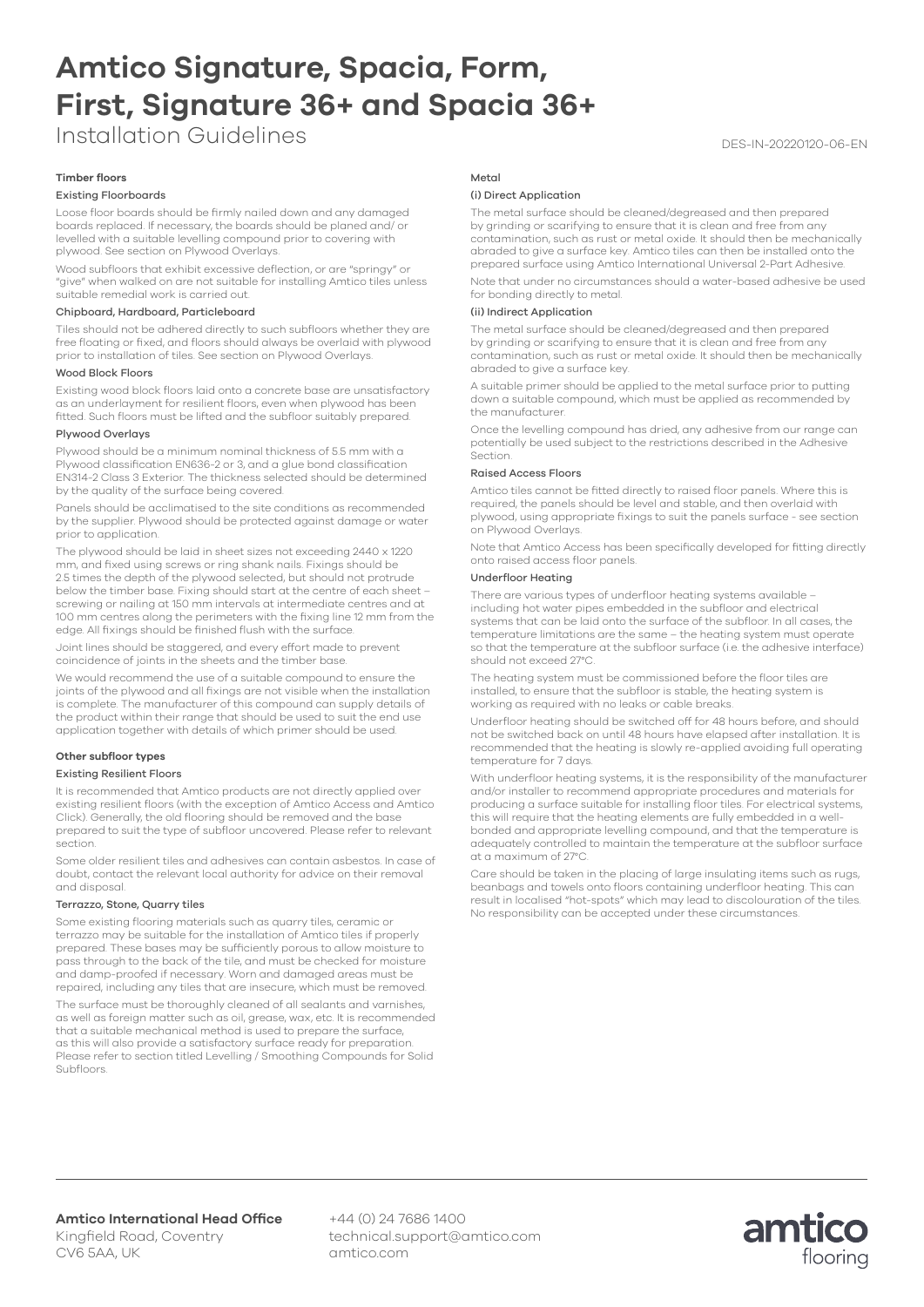### Timber floors

#### Existing Floorboards

Loose floor boards should be firmly nailed down and any damaged boards replaced. If necessary, the boards should be planed and/ or levelled with a suitable levelling compound prior to covering with plywood. See section on Plywood Overlays.

Wood subfloors that exhibit excessive deflection, or are "springy" or "give" when walked on are not suitable for installing Amtico tiles unless suitable remedial work is carried out.

#### Chipboard, Hardboard, Particleboard

Tiles should not be adhered directly to such subfloors whether they are free floating or fixed, and floors should always be overlaid with plywood prior to installation of tiles. See section on Plywood Overlays.

#### Wood Block Floors

Existing wood block floors laid onto a concrete base are unsatisfactory as an underlayment for resilient floors, even when plywood has been fitted. Such floors must be lifted and the subfloor suitably prepared.

#### Plywood Overlays

Plywood should be a minimum nominal thickness of 5.5 mm with a Plywood classification EN636-2 or 3, and a glue bond classification EN314-2 Class 3 Exterior. The thickness selected should be determined by the quality of the surface being covered.

Panels should be acclimatised to the site conditions as recommended by the supplier. Plywood should be protected against damage or water prior to application.

The plywood should be laid in sheet sizes not exceeding 2440 x 1220 mm, and fixed using screws or ring shank nails. Fixings should be 2.5 times the depth of the plywood selected, but should not protrude below the timber base. Fixing should start at the centre of each sheet – screwing or nailing at 150 mm intervals at intermediate centres and at 100 mm centres along the perimeters with the fixing line 12 mm from the edge. All fixings should be finished flush with the surface.

Joint lines should be staggered, and every effort made to prevent coincidence of joints in the sheets and the timber base.

We would recommend the use of a suitable compound to ensure the joints of the plywood and all fixings are not visible when the installation is complete. The manufacturer of this compound can supply details of the product within their range that should be used to suit the end use application together with details of which primer should be used.

### Other subfloor types

#### Existing Resilient Floors

It is recommended that Amtico products are not directly applied over existing resilient floors (with the exception of Amtico Access and Amtico Click). Generally, the old flooring should be removed and the base prepared to suit the type of subfloor uncovered. Please refer to relevant section.

Some older resilient tiles and adhesives can contain asbestos. In case of doubt, contact the relevant local authority for advice on their removal and disposal.

#### Terrazzo, Stone, Quarry tiles

Some existing flooring materials such as quarry tiles, ceramic or terrazzo may be suitable for the installation of Amtico tiles if properly prepared. These bases may be sufficiently porous to allow moisture to pass through to the back of the tile, and must be checked for moisture and damp-proofed if necessary. Worn and damaged areas must be repaired, including any tiles that are insecure, which must be removed.

The surface must be thoroughly cleaned of all sealants and varnishes, as well as foreign matter such as oil, grease, wax, etc. It is recommended that a suitable mechanical method is used to prepare the surface, as this will also provide a satisfactory surface ready for preparation. Please refer to section titled Levelling / Smoothing Compounds for Solid Subfloors.

### Metal

#### (i) Direct Application

The metal surface should be cleaned/degreased and then prepared by grinding or scarifying to ensure that it is clean and free from any contamination, such as rust or metal oxide. It should then be mechanically abraded to give a surface key. Amtico tiles can then be installed onto the prepared surface using Amtico International Universal 2-Part Adhesive.

Note that under no circumstances should a water-based adhesive be used for bonding directly to metal.

#### (ii) Indirect Application

The metal surface should be cleaned/degreased and then prepared by grinding or scarifying to ensure that it is clean and free from any contamination, such as rust or metal oxide. It should then be mechanically abraded to give a surface key.

A suitable primer should be applied to the metal surface prior to putting down a suitable compound, which must be applied as recommended by the manufacturer.

Once the levelling compound has dried, any adhesive from our range can potentially be used subject to the restrictions described in the Adhesive Section.

#### Raised Access Floors

Amtico tiles cannot be fitted directly to raised floor panels. Where this is required, the panels should be level and stable, and then overlaid with plywood, using appropriate fixings to suit the panels surface - see section on Plywood Overlays.

Note that Amtico Access has been specifically developed for fitting directly onto raised access floor panels.

#### Underfloor Heating

There are various types of underfloor heating systems available – including hot water pipes embedded in the subfloor and electrical systems that can be laid onto the surface of the subfloor. In all cases, the temperature limitations are the same – the heating system must operate so that the temperature at the subfloor surface (i.e. the adhesive interface) should not exceed 27°C.

The heating system must be commissioned before the floor tiles are installed, to ensure that the subfloor is stable, the heating system is working as required with no leaks or cable breaks.

Underfloor heating should be switched off for 48 hours before, and should not be switched back on until 48 hours have elapsed after installation. It is recommended that the heating is slowly re-applied avoiding full operating temperature for 7 days.

With underfloor heating systems, it is the responsibility of the manufacturer and/or installer to recommend appropriate procedures and materials for producing a surface suitable for installing floor tiles. For electrical systems, this will require that the heating elements are fully embedded in a well-bonded and appropriate levelling compound, and that the temperature is adequately controlled to maintain the temperature at the subfloor surface at a maximum of 27°C.

Care should be taken in the placing of large insulating items such as rugs, beanbags and towels onto floors containing underfloor heating. This can result in localised "hot-spots" which may lead to discolouration of the tiles. No responsibility can be accepted under these circumstances.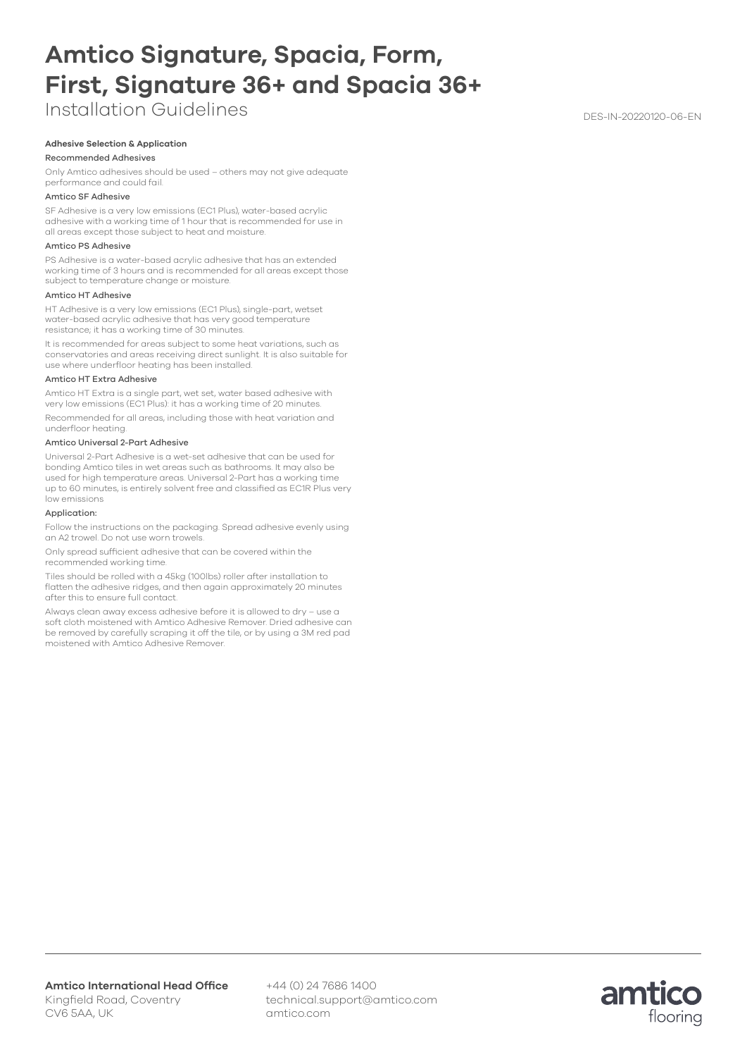## Adhesive Selection & Application

### Recommended Adhesives

Only Amtico adhesives should be used – others may not give adequate performance and could fail.

### Amtico SF Adhesive

SF Adhesive is a very low emissions (EC1 Plus), water-based acrylic adhesive with a working time of 1 hour that is recommended for use in all areas except those subject to heat and moisture.

### Amtico PS Adhesive

PS Adhesive is a water-based acrylic adhesive that has an extended working time of 3 hours and is recommended for all areas except those subject to temperature change or moisture.

### Amtico HT Adhesive

HT Adhesive is a very low emissions (EC1 Plus), single-part, wetset water-based acrylic adhesive that has very good temperature resistance; it has a working time of 30 minutes.

It is recommended for areas subject to some heat variations, such as conservatories and areas receiving direct sunlight. It is also suitable for use where underfloor heating has been installed.

### Amtico HT Extra Adhesive

Amtico HT Extra is a single part, wet set, water based adhesive with very low emissions (EC1 Plus): it has a working time of 20 minutes.

Recommended for all areas, including those with heat variation and underfloor heating.

### Amtico Universal 2-Part Adhesive

Universal 2-Part Adhesive is a wet-set adhesive that can be used for bonding Amtico tiles in wet areas such as bathrooms. It may also be used for high temperature areas. Universal 2-Part has a working time up to 60 minutes, is entirely solvent free and classified as EC1R Plus very low emissions

### Application:

Follow the instructions on the packaging. Spread adhesive evenly using an A2 trowel. Do not use worn trowels.

Only spread sufficient adhesive that can be covered within the recommended working time.

Tiles should be rolled with a 45kg (100lbs) roller after installation to flatten the adhesive ridges, and then again approximately 20 minutes after this to ensure full contact.

Always clean away excess adhesive before it is allowed to dry – use a soft cloth moistened with Amtico Adhesive Remover. Dried adhesive can be removed by carefully scraping it off the tile, or by using a 3M red pad moistened with Amtico Adhesive Remover.